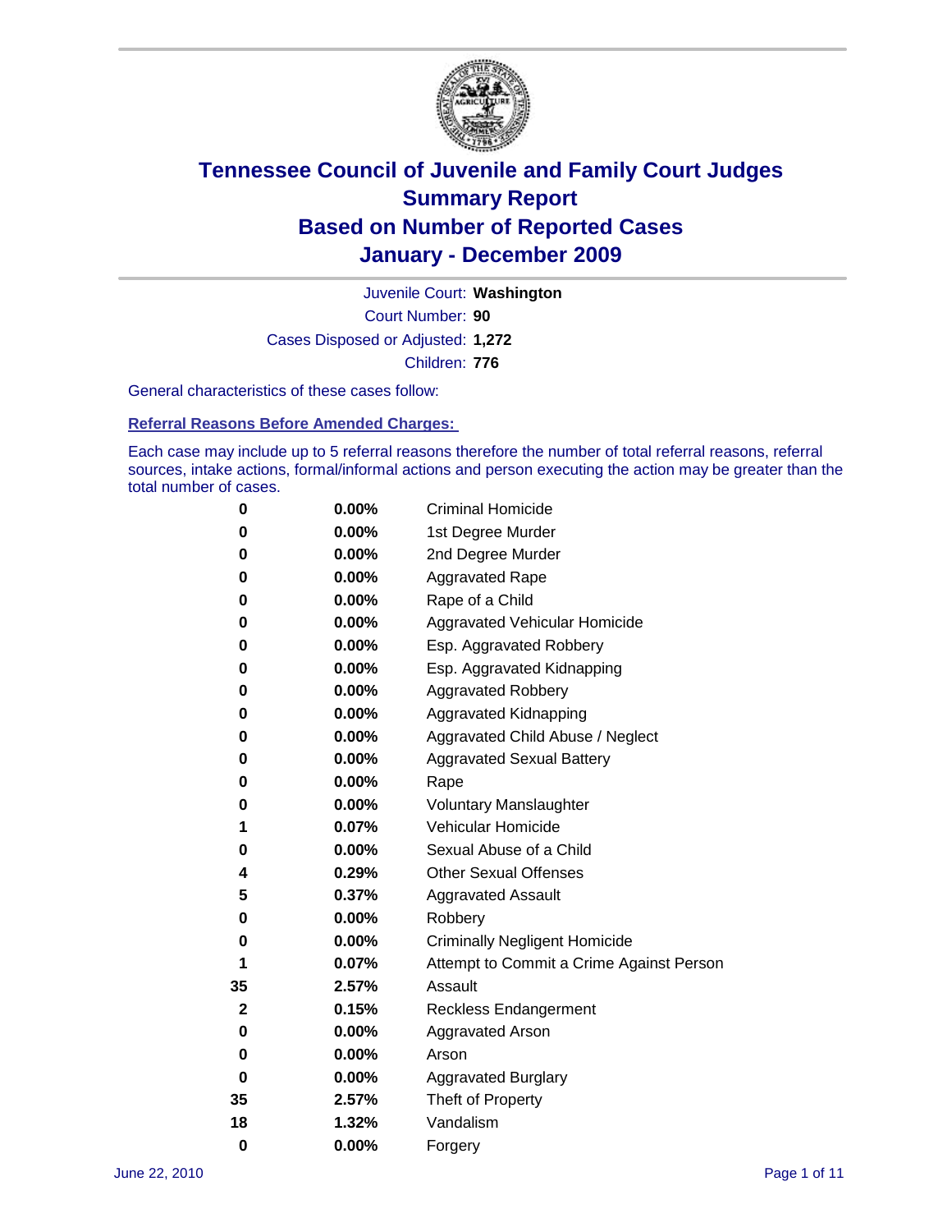# Tennessee Council of Juvenile and Family Court Judges
## Summary Report
## Based on Number of Reported Cases
## January - December 2009

Juvenile Court: **Washington**

Court Number: **90**

Cases Disposed or Adjusted: **1,272**

Children: **776**

General characteristics of these cases follow:

### Referral Reasons Before Amended Charges:

Each case may include up to 5 referral reasons therefore the number of total referral reasons, referral sources, intake actions, formal/informal actions and person executing the action may be greater than the total number of cases.

| Count | Percent | Referral Reason |
|---|---|---|
| 0 | 0.00% | Criminal Homicide |
| 0 | 0.00% | 1st Degree Murder |
| 0 | 0.00% | 2nd Degree Murder |
| 0 | 0.00% | Aggravated Rape |
| 0 | 0.00% | Rape of a Child |
| 0 | 0.00% | Aggravated Vehicular Homicide |
| 0 | 0.00% | Esp. Aggravated Robbery |
| 0 | 0.00% | Esp. Aggravated Kidnapping |
| 0 | 0.00% | Aggravated Robbery |
| 0 | 0.00% | Aggravated Kidnapping |
| 0 | 0.00% | Aggravated Child Abuse / Neglect |
| 0 | 0.00% | Aggravated Sexual Battery |
| 0 | 0.00% | Rape |
| 0 | 0.00% | Voluntary Manslaughter |
| 1 | 0.07% | Vehicular Homicide |
| 0 | 0.00% | Sexual Abuse of a Child |
| 4 | 0.29% | Other Sexual Offenses |
| 5 | 0.37% | Aggravated Assault |
| 0 | 0.00% | Robbery |
| 0 | 0.00% | Criminally Negligent Homicide |
| 1 | 0.07% | Attempt to Commit a Crime Against Person |
| 35 | 2.57% | Assault |
| 2 | 0.15% | Reckless Endangerment |
| 0 | 0.00% | Aggravated Arson |
| 0 | 0.00% | Arson |
| 0 | 0.00% | Aggravated Burglary |
| 35 | 2.57% | Theft of Property |
| 18 | 1.32% | Vandalism |
| 0 | 0.00% | Forgery |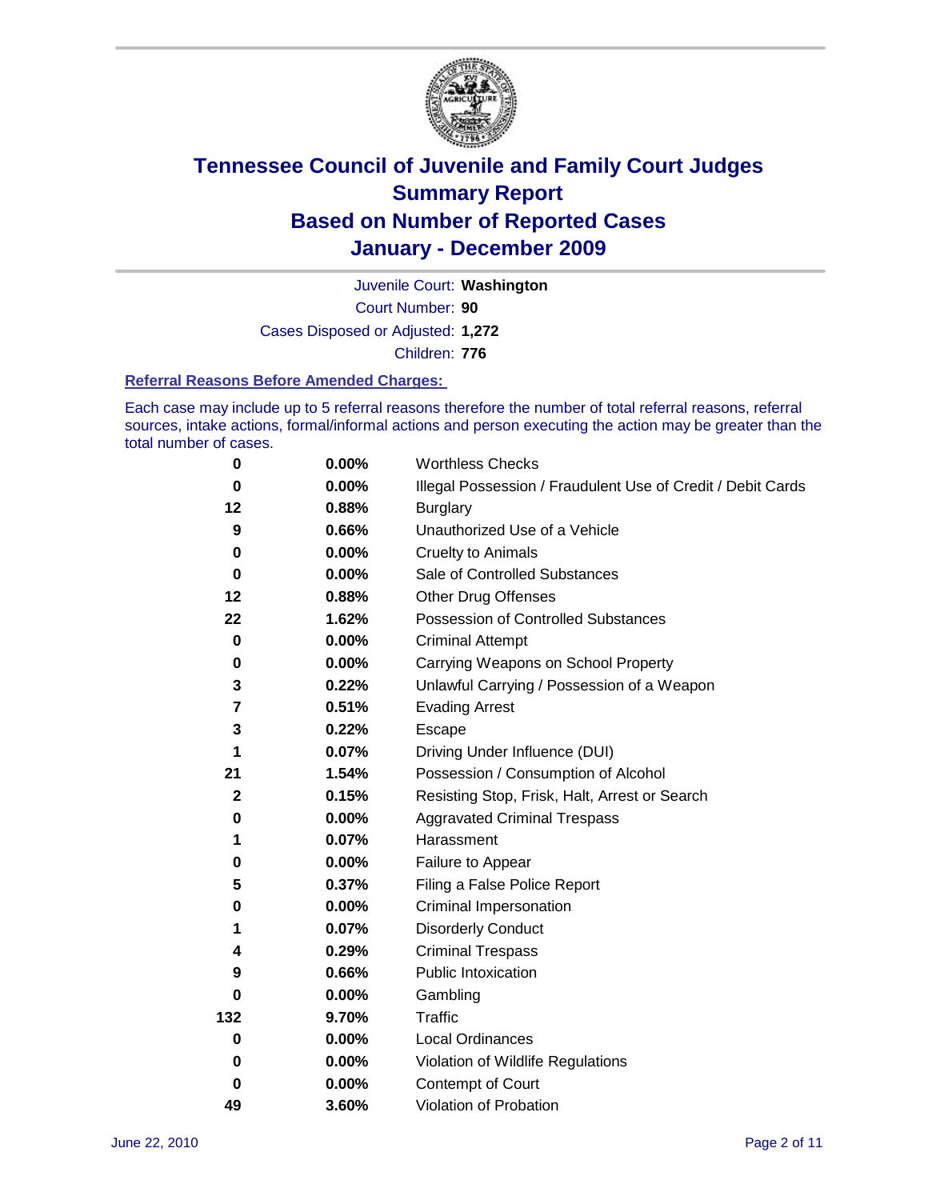# Tennessee Council of Juvenile and Family Court Judges
## Summary Report
## Based on Number of Reported Cases
## January - December 2009

Juvenile Court: **Washington**

Court Number: **90**

Cases Disposed or Adjusted: **1,272**

Children: **776**

### Referral Reasons Before Amended Charges:

Each case may include up to 5 referral reasons therefore the number of total referral reasons, referral sources, intake actions, formal/informal actions and person executing the action may be greater than the total number of cases.

| | | |
|---|---|---|
| 0 | 0.00% | Worthless Checks |
| 0 | 0.00% | Illegal Possession / Fraudulent Use of Credit / Debit Cards |
| 12 | 0.88% | Burglary |
| 9 | 0.66% | Unauthorized Use of a Vehicle |
| 0 | 0.00% | Cruelty to Animals |
| 0 | 0.00% | Sale of Controlled Substances |
| 12 | 0.88% | Other Drug Offenses |
| 22 | 1.62% | Possession of Controlled Substances |
| 0 | 0.00% | Criminal Attempt |
| 0 | 0.00% | Carrying Weapons on School Property |
| 3 | 0.22% | Unlawful Carrying / Possession of a Weapon |
| 7 | 0.51% | Evading Arrest |
| 3 | 0.22% | Escape |
| 1 | 0.07% | Driving Under Influence (DUI) |
| 21 | 1.54% | Possession / Consumption of Alcohol |
| 2 | 0.15% | Resisting Stop, Frisk, Halt, Arrest or Search |
| 0 | 0.00% | Aggravated Criminal Trespass |
| 1 | 0.07% | Harassment |
| 0 | 0.00% | Failure to Appear |
| 5 | 0.37% | Filing a False Police Report |
| 0 | 0.00% | Criminal Impersonation |
| 1 | 0.07% | Disorderly Conduct |
| 4 | 0.29% | Criminal Trespass |
| 9 | 0.66% | Public Intoxication |
| 0 | 0.00% | Gambling |
| 132 | 9.70% | Traffic |
| 0 | 0.00% | Local Ordinances |
| 0 | 0.00% | Violation of Wildlife Regulations |
| 0 | 0.00% | Contempt of Court |
| 49 | 3.60% | Violation of Probation |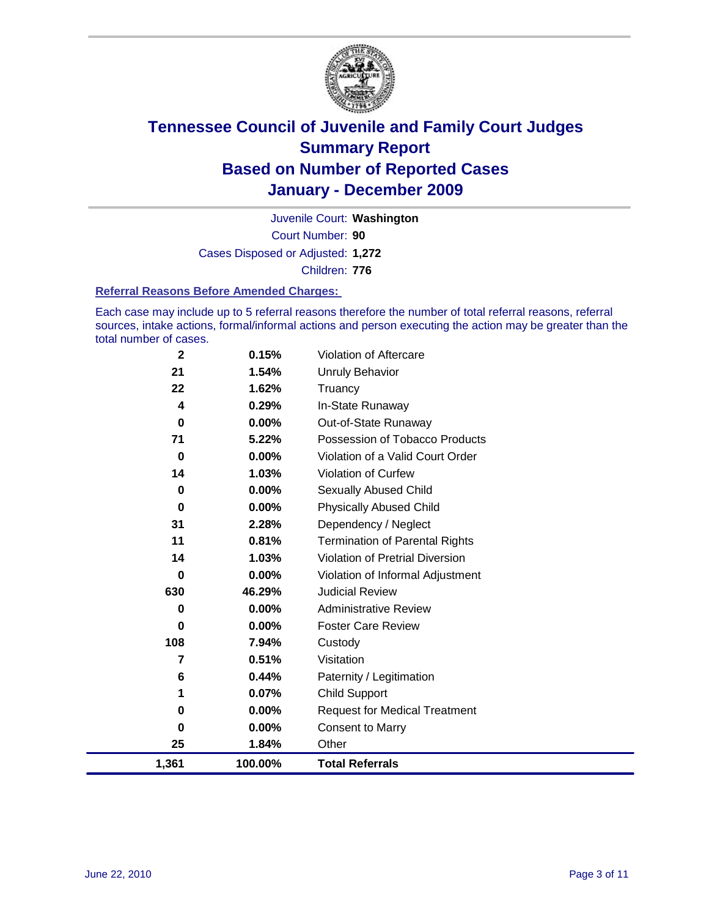# Tennessee Council of Juvenile and Family Court Judges
## Summary Report
## Based on Number of Reported Cases
## January - December 2009

Juvenile Court: **Washington**

Court Number: **90**

Cases Disposed or Adjusted: **1,272**

Children: **776**

### Referral Reasons Before Amended Charges:

Each case may include up to 5 referral reasons therefore the number of total referral reasons, referral sources, intake actions, formal/informal actions and person executing the action may be greater than the total number of cases.

| Count | Percent | Referral Reason |
|---|---|---|
| 2 | 0.15% | Violation of Aftercare |
| 21 | 1.54% | Unruly Behavior |
| 22 | 1.62% | Truancy |
| 4 | 0.29% | In-State Runaway |
| 0 | 0.00% | Out-of-State Runaway |
| 71 | 5.22% | Possession of Tobacco Products |
| 0 | 0.00% | Violation of a Valid Court Order |
| 14 | 1.03% | Violation of Curfew |
| 0 | 0.00% | Sexually Abused Child |
| 0 | 0.00% | Physically Abused Child |
| 31 | 2.28% | Dependency / Neglect |
| 11 | 0.81% | Termination of Parental Rights |
| 14 | 1.03% | Violation of Pretrial Diversion |
| 0 | 0.00% | Violation of Informal Adjustment |
| 630 | 46.29% | Judicial Review |
| 0 | 0.00% | Administrative Review |
| 0 | 0.00% | Foster Care Review |
| 108 | 7.94% | Custody |
| 7 | 0.51% | Visitation |
| 6 | 0.44% | Paternity / Legitimation |
| 1 | 0.07% | Child Support |
| 0 | 0.00% | Request for Medical Treatment |
| 0 | 0.00% | Consent to Marry |
| 25 | 1.84% | Other |
| **1,361** | **100.00%** | **Total Referrals** |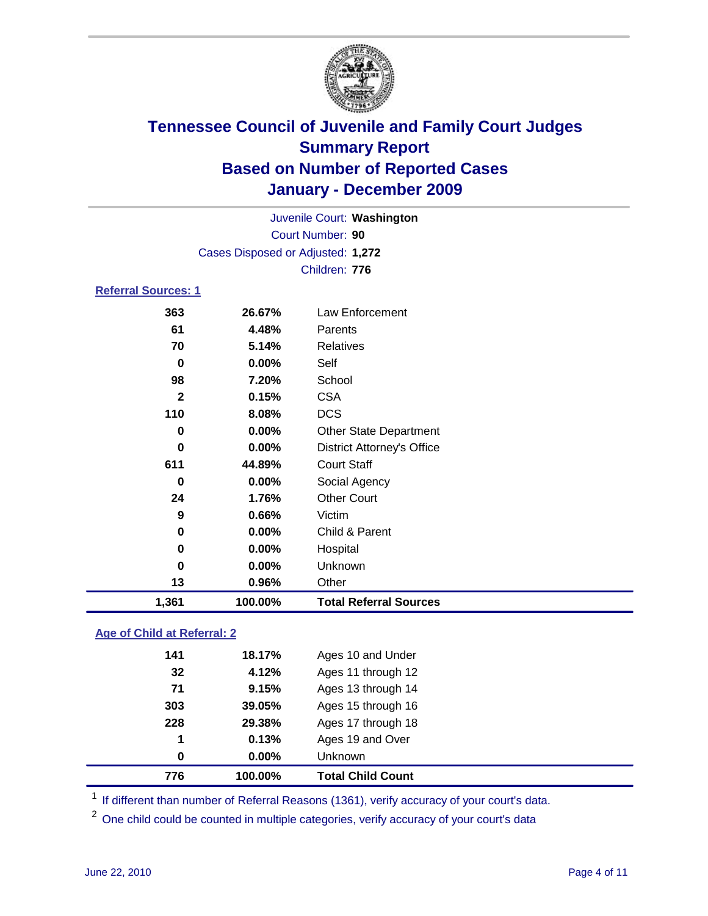# Tennessee Council of Juvenile and Family Court Judges
## Summary Report
## Based on Number of Reported Cases
## January - December 2009

Juvenile Court: **Washington**
Court Number: **90**
Cases Disposed or Adjusted: **1,272**
Children: **776**

### Referral Sources: 1

| Count | Percent | Source |
|---|---|---|
| 363 | 26.67% | Law Enforcement |
| 61 | 4.48% | Parents |
| 70 | 5.14% | Relatives |
| 0 | 0.00% | Self |
| 98 | 7.20% | School |
| 2 | 0.15% | CSA |
| 110 | 8.08% | DCS |
| 0 | 0.00% | Other State Department |
| 0 | 0.00% | District Attorney's Office |
| 611 | 44.89% | Court Staff |
| 0 | 0.00% | Social Agency |
| 24 | 1.76% | Other Court |
| 9 | 0.66% | Victim |
| 0 | 0.00% | Child & Parent |
| 0 | 0.00% | Hospital |
| 0 | 0.00% | Unknown |
| 13 | 0.96% | Other |
| **1,361** | **100.00%** | **Total Referral Sources** |

### Age of Child at Referral: 2

| Count | Percent | Age |
|---|---|---|
| 141 | 18.17% | Ages 10 and Under |
| 32 | 4.12% | Ages 11 through 12 |
| 71 | 9.15% | Ages 13 through 14 |
| 303 | 39.05% | Ages 15 through 16 |
| 228 | 29.38% | Ages 17 through 18 |
| 1 | 0.13% | Ages 19 and Over |
| 0 | 0.00% | Unknown |
| **776** | **100.00%** | **Total Child Count** |

[1] If different than number of Referral Reasons (1361), verify accuracy of your court's data.

[2] One child could be counted in multiple categories, verify accuracy of your court's data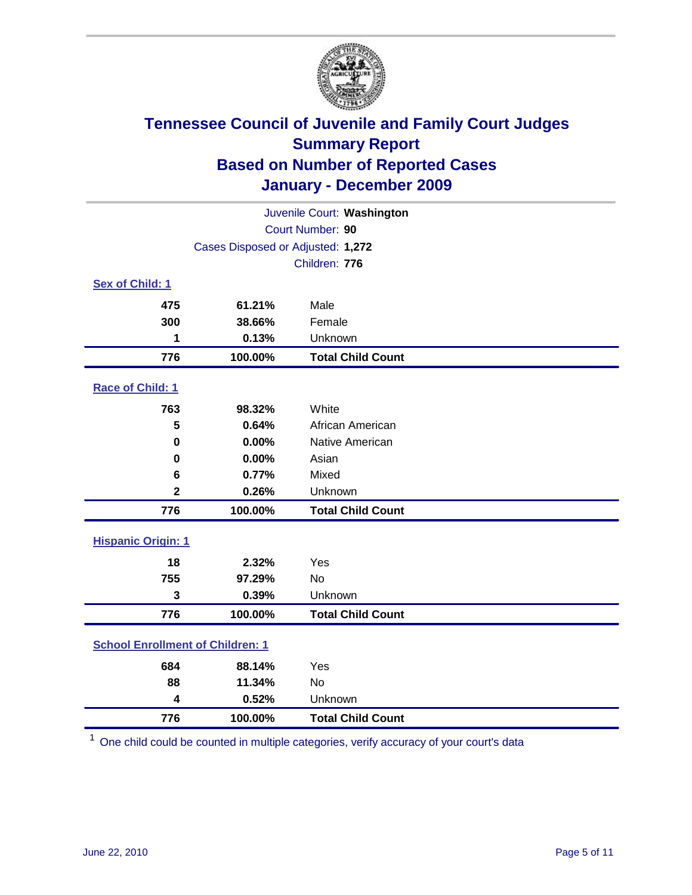# Tennessee Council of Juvenile and Family Court Judges
## Summary Report
## Based on Number of Reported Cases
## January - December 2009

Juvenile Court: **Washington**
Court Number: **90**
Cases Disposed or Adjusted: **1,272**
Children: **776**

### Sex of Child: 1

| | | |
|---|---|---|
| 475 | 61.21% | Male |
| 300 | 38.66% | Female |
| 1 | 0.13% | Unknown |
| **776** | **100.00%** | **Total Child Count** |

### Race of Child: 1

| | | |
|---|---|---|
| 763 | 98.32% | White |
| 5 | 0.64% | African American |
| 0 | 0.00% | Native American |
| 0 | 0.00% | Asian |
| 6 | 0.77% | Mixed |
| 2 | 0.26% | Unknown |
| **776** | **100.00%** | **Total Child Count** |

### Hispanic Origin: 1

| | | |
|---|---|---|
| 18 | 2.32% | Yes |
| 755 | 97.29% | No |
| 3 | 0.39% | Unknown |
| **776** | **100.00%** | **Total Child Count** |

### School Enrollment of Children: 1

| | | |
|---|---|---|
| 684 | 88.14% | Yes |
| 88 | 11.34% | No |
| 4 | 0.52% | Unknown |
| **776** | **100.00%** | **Total Child Count** |

[1] One child could be counted in multiple categories, verify accuracy of your court's data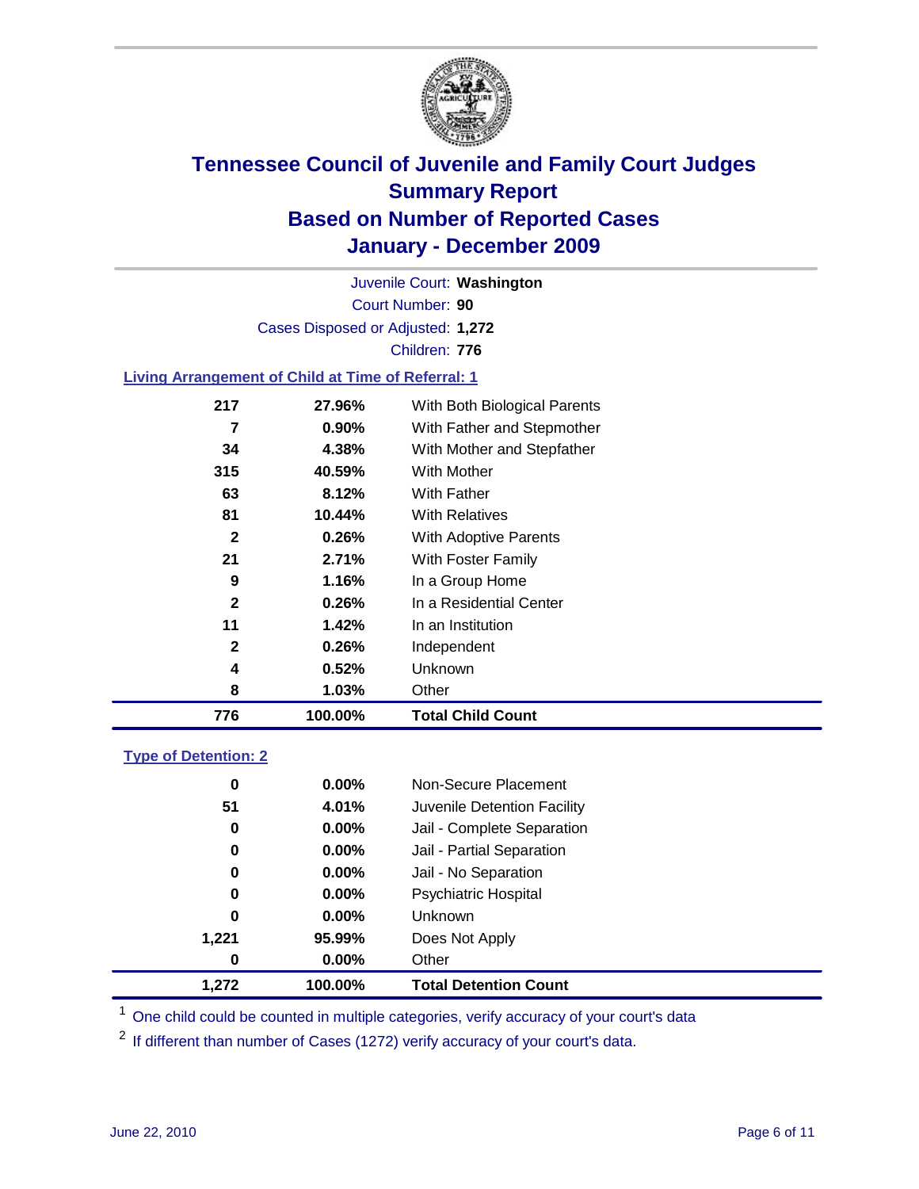# Tennessee Council of Juvenile and Family Court Judges
## Summary Report
## Based on Number of Reported Cases
## January - December 2009

Juvenile Court: **Washington**

Court Number: **90**

Cases Disposed or Adjusted: **1,272**

Children: **776**

### Living Arrangement of Child at Time of Referral: 1

| Count | Percent | Living Arrangement |
|---|---|---|
| 217 | 27.96% | With Both Biological Parents |
| 7 | 0.90% | With Father and Stepmother |
| 34 | 4.38% | With Mother and Stepfather |
| 315 | 40.59% | With Mother |
| 63 | 8.12% | With Father |
| 81 | 10.44% | With Relatives |
| 2 | 0.26% | With Adoptive Parents |
| 21 | 2.71% | With Foster Family |
| 9 | 1.16% | In a Group Home |
| 2 | 0.26% | In a Residential Center |
| 11 | 1.42% | In an Institution |
| 2 | 0.26% | Independent |
| 4 | 0.52% | Unknown |
| 8 | 1.03% | Other |
| **776** | **100.00%** | **Total Child Count** |

### Type of Detention: 2

| Count | Percent | Type of Detention |
|---|---|---|
| 0 | 0.00% | Non-Secure Placement |
| 51 | 4.01% | Juvenile Detention Facility |
| 0 | 0.00% | Jail - Complete Separation |
| 0 | 0.00% | Jail - Partial Separation |
| 0 | 0.00% | Jail - No Separation |
| 0 | 0.00% | Psychiatric Hospital |
| 0 | 0.00% | Unknown |
| 1,221 | 95.99% | Does Not Apply |
| 0 | 0.00% | Other |
| **1,272** | **100.00%** | **Total Detention Count** |

[1] One child could be counted in multiple categories, verify accuracy of your court's data

[2] If different than number of Cases (1272) verify accuracy of your court's data.

June 22, 2010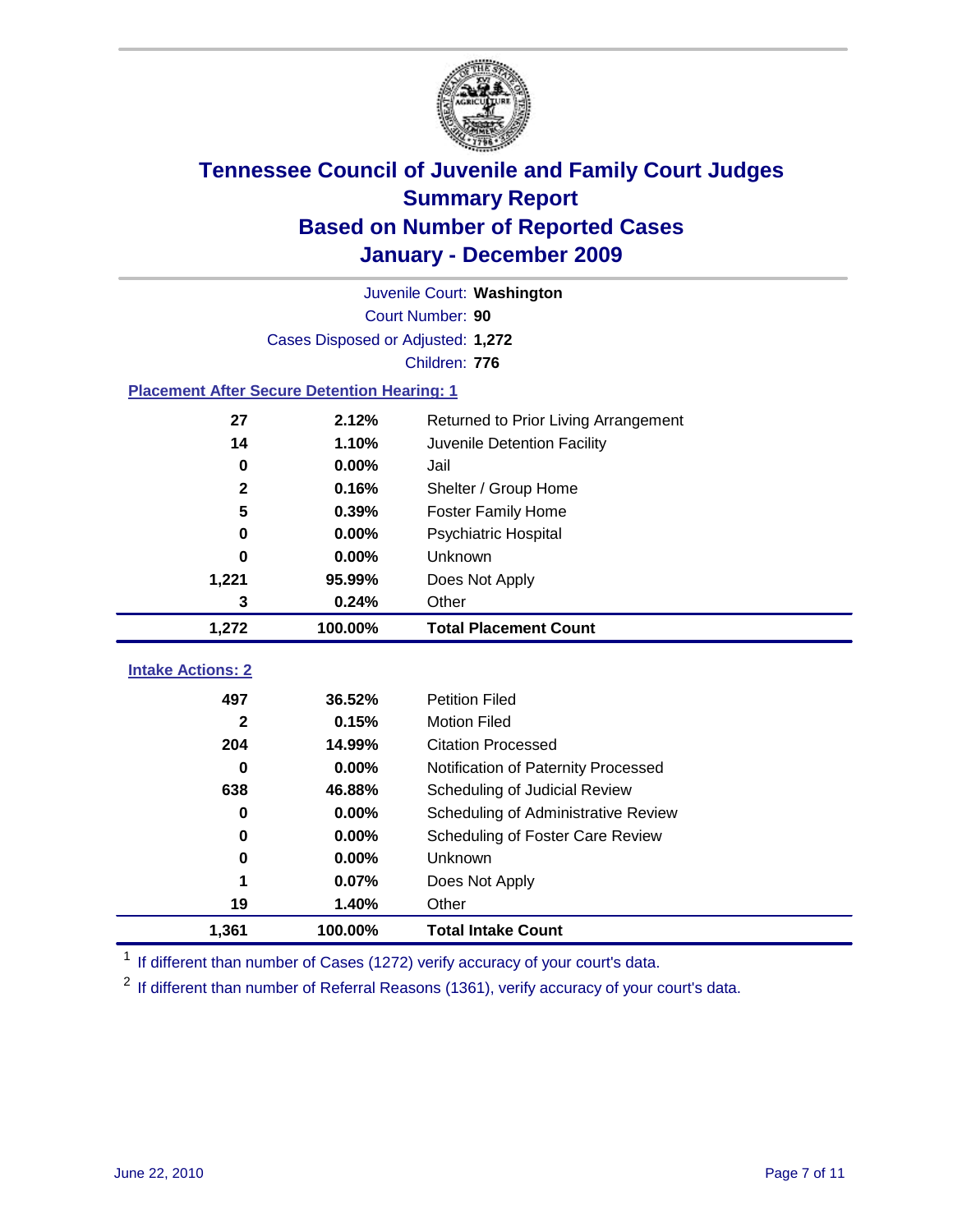# Tennessee Council of Juvenile and Family Court Judges
## Summary Report
## Based on Number of Reported Cases
## January - December 2009

Juvenile Court: **Washington**

Court Number: **90**

Cases Disposed or Adjusted: **1,272**

Children: **776**

### Placement After Secure Detention Hearing: 1

| | | |
|---|---|---|
| 27 | 2.12% | Returned to Prior Living Arrangement |
| 14 | 1.10% | Juvenile Detention Facility |
| 0 | 0.00% | Jail |
| 2 | 0.16% | Shelter / Group Home |
| 5 | 0.39% | Foster Family Home |
| 0 | 0.00% | Psychiatric Hospital |
| 0 | 0.00% | Unknown |
| 1,221 | 95.99% | Does Not Apply |
| 3 | 0.24% | Other |
| **1,272** | **100.00%** | **Total Placement Count** |

### Intake Actions: 2

| | | |
|---|---|---|
| 497 | 36.52% | Petition Filed |
| 2 | 0.15% | Motion Filed |
| 204 | 14.99% | Citation Processed |
| 0 | 0.00% | Notification of Paternity Processed |
| 638 | 46.88% | Scheduling of Judicial Review |
| 0 | 0.00% | Scheduling of Administrative Review |
| 0 | 0.00% | Scheduling of Foster Care Review |
| 0 | 0.00% | Unknown |
| 1 | 0.07% | Does Not Apply |
| 19 | 1.40% | Other |
| **1,361** | **100.00%** | **Total Intake Count** |

[1] If different than number of Cases (1272) verify accuracy of your court's data.

[2] If different than number of Referral Reasons (1361), verify accuracy of your court's data.

June 22, 2010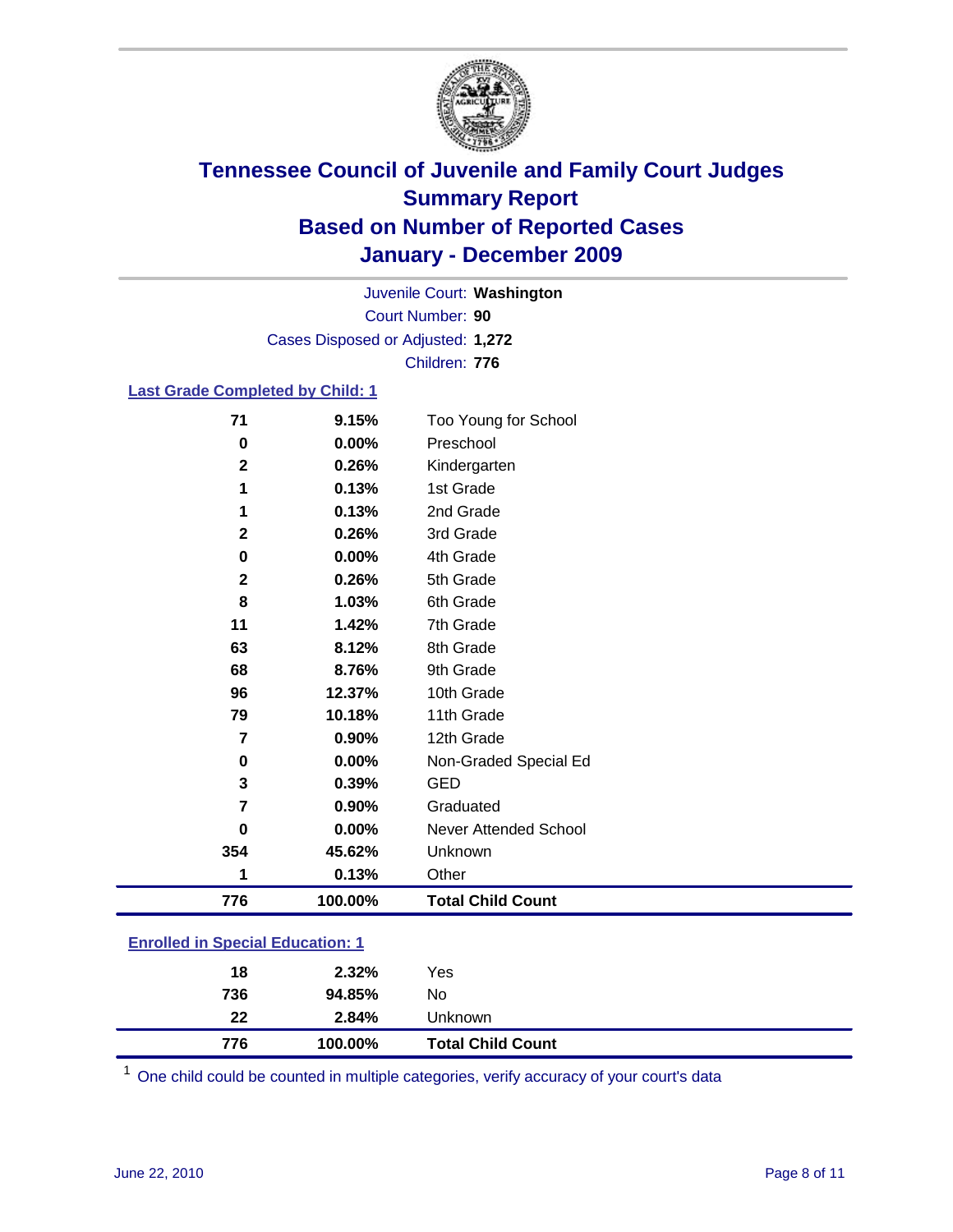# Tennessee Council of Juvenile and Family Court Judges
## Summary Report
## Based on Number of Reported Cases
## January - December 2009

Juvenile Court: **Washington**
Court Number: **90**
Cases Disposed or Adjusted: **1,272**
Children: **776**

### Last Grade Completed by Child: 1

| Count | Percent | Category |
|---|---|---|
| 71 | 9.15% | Too Young for School |
| 0 | 0.00% | Preschool |
| 2 | 0.26% | Kindergarten |
| 1 | 0.13% | 1st Grade |
| 1 | 0.13% | 2nd Grade |
| 2 | 0.26% | 3rd Grade |
| 0 | 0.00% | 4th Grade |
| 2 | 0.26% | 5th Grade |
| 8 | 1.03% | 6th Grade |
| 11 | 1.42% | 7th Grade |
| 63 | 8.12% | 8th Grade |
| 68 | 8.76% | 9th Grade |
| 96 | 12.37% | 10th Grade |
| 79 | 10.18% | 11th Grade |
| 7 | 0.90% | 12th Grade |
| 0 | 0.00% | Non-Graded Special Ed |
| 3 | 0.39% | GED |
| 7 | 0.90% | Graduated |
| 0 | 0.00% | Never Attended School |
| 354 | 45.62% | Unknown |
| 1 | 0.13% | Other |
| **776** | **100.00%** | **Total Child Count** |

### Enrolled in Special Education: 1

| Count | Percent | Category |
|---|---|---|
| 18 | 2.32% | Yes |
| 736 | 94.85% | No |
| 22 | 2.84% | Unknown |
| **776** | **100.00%** | **Total Child Count** |

[1] One child could be counted in multiple categories, verify accuracy of your court's data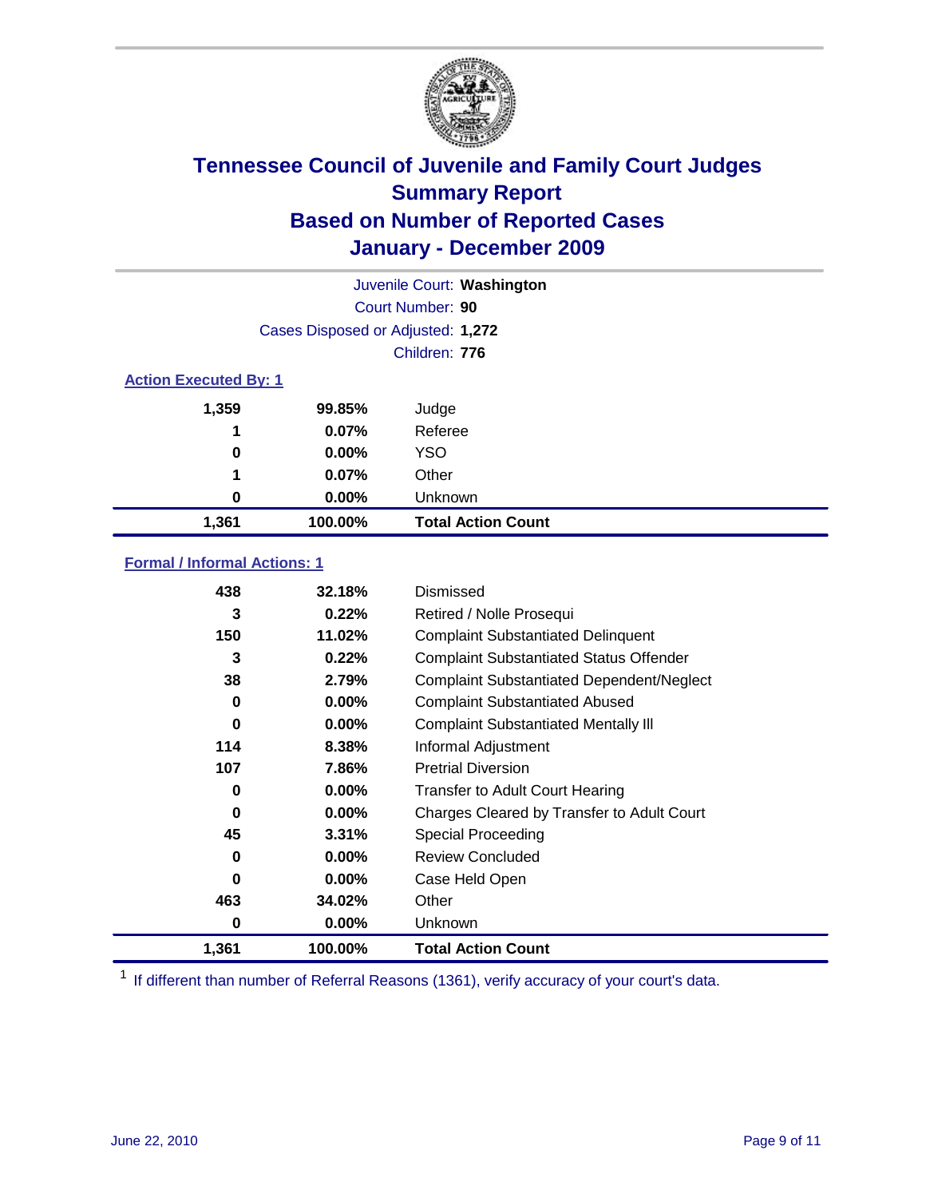# Tennessee Council of Juvenile and Family Court Judges
## Summary Report
## Based on Number of Reported Cases
## January - December 2009

Juvenile Court: **Washington**
Court Number: **90**
Cases Disposed or Adjusted: **1,272**
Children: **776**

### Action Executed By: 1

| | | |
|---|---|---|
| 1,359 | 99.85% | Judge |
| 1 | 0.07% | Referee |
| 0 | 0.00% | YSO |
| 1 | 0.07% | Other |
| 0 | 0.00% | Unknown |
| **1,361** | **100.00%** | **Total Action Count** |

### Formal / Informal Actions: 1

| | | |
|---|---|---|
| 438 | 32.18% | Dismissed |
| 3 | 0.22% | Retired / Nolle Prosequi |
| 150 | 11.02% | Complaint Substantiated Delinquent |
| 3 | 0.22% | Complaint Substantiated Status Offender |
| 38 | 2.79% | Complaint Substantiated Dependent/Neglect |
| 0 | 0.00% | Complaint Substantiated Abused |
| 0 | 0.00% | Complaint Substantiated Mentally Ill |
| 114 | 8.38% | Informal Adjustment |
| 107 | 7.86% | Pretrial Diversion |
| 0 | 0.00% | Transfer to Adult Court Hearing |
| 0 | 0.00% | Charges Cleared by Transfer to Adult Court |
| 45 | 3.31% | Special Proceeding |
| 0 | 0.00% | Review Concluded |
| 0 | 0.00% | Case Held Open |
| 463 | 34.02% | Other |
| 0 | 0.00% | Unknown |
| **1,361** | **100.00%** | **Total Action Count** |

[1] If different than number of Referral Reasons (1361), verify accuracy of your court's data.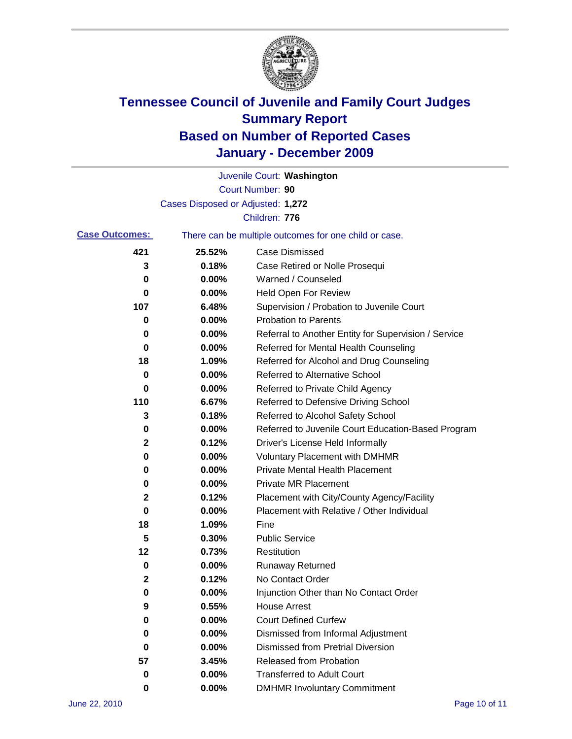# Tennessee Council of Juvenile and Family Court Judges Summary Report Based on Number of Reported Cases January - December 2009

Juvenile Court: **Washington**

Court Number: **90**

Cases Disposed or Adjusted: **1,272**

Children: **776**

**Case Outcomes:** There can be multiple outcomes for one child or case.

| | | |
|---|---|---|
| 421 | 25.52% | Case Dismissed |
| 3 | 0.18% | Case Retired or Nolle Prosequi |
| 0 | 0.00% | Warned / Counseled |
| 0 | 0.00% | Held Open For Review |
| 107 | 6.48% | Supervision / Probation to Juvenile Court |
| 0 | 0.00% | Probation to Parents |
| 0 | 0.00% | Referral to Another Entity for Supervision / Service |
| 0 | 0.00% | Referred for Mental Health Counseling |
| 18 | 1.09% | Referred for Alcohol and Drug Counseling |
| 0 | 0.00% | Referred to Alternative School |
| 0 | 0.00% | Referred to Private Child Agency |
| 110 | 6.67% | Referred to Defensive Driving School |
| 3 | 0.18% | Referred to Alcohol Safety School |
| 0 | 0.00% | Referred to Juvenile Court Education-Based Program |
| 2 | 0.12% | Driver's License Held Informally |
| 0 | 0.00% | Voluntary Placement with DMHMR |
| 0 | 0.00% | Private Mental Health Placement |
| 0 | 0.00% | Private MR Placement |
| 2 | 0.12% | Placement with City/County Agency/Facility |
| 0 | 0.00% | Placement with Relative / Other Individual |
| 18 | 1.09% | Fine |
| 5 | 0.30% | Public Service |
| 12 | 0.73% | Restitution |
| 0 | 0.00% | Runaway Returned |
| 2 | 0.12% | No Contact Order |
| 0 | 0.00% | Injunction Other than No Contact Order |
| 9 | 0.55% | House Arrest |
| 0 | 0.00% | Court Defined Curfew |
| 0 | 0.00% | Dismissed from Informal Adjustment |
| 0 | 0.00% | Dismissed from Pretrial Diversion |
| 57 | 3.45% | Released from Probation |
| 0 | 0.00% | Transferred to Adult Court |
| 0 | 0.00% | DMHMR Involuntary Commitment |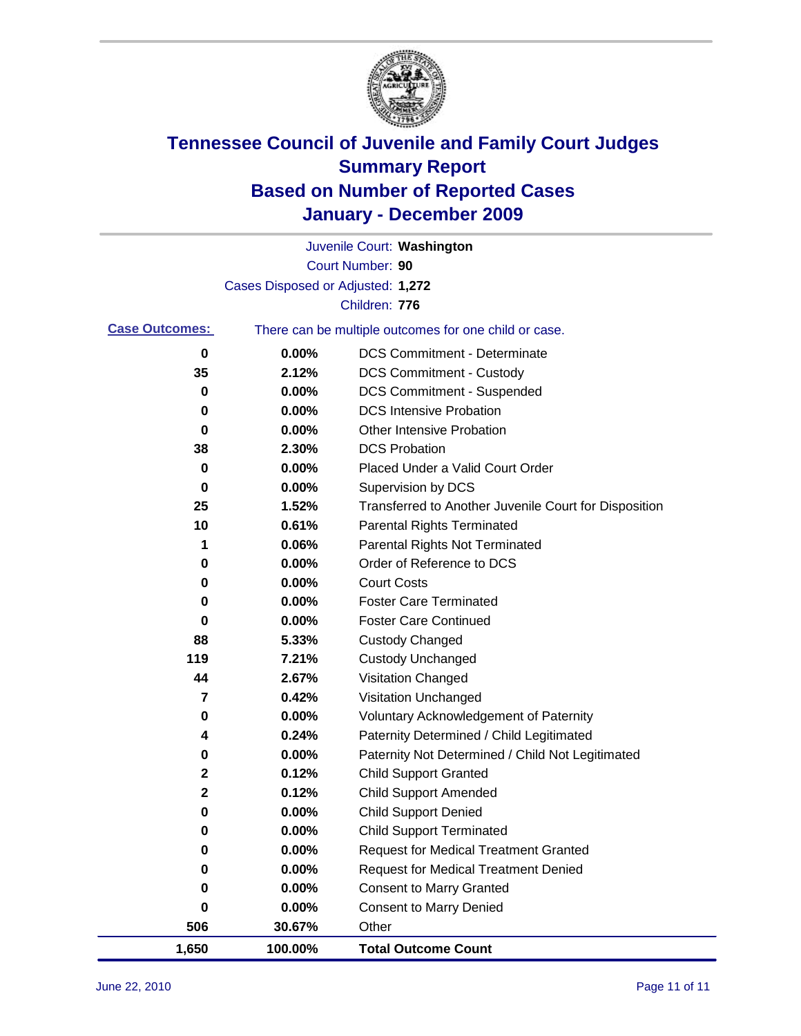# Tennessee Council of Juvenile and Family Court Judges
## Summary Report
## Based on Number of Reported Cases
## January - December 2009

Juvenile Court: **Washington**

Court Number: **90**

Cases Disposed or Adjusted: **1,272**

Children: **776**

**Case Outcomes:** There can be multiple outcomes for one child or case.

| | | |
|---|---|---|
| 0 | 0.00% | DCS Commitment - Determinate |
| 35 | 2.12% | DCS Commitment - Custody |
| 0 | 0.00% | DCS Commitment - Suspended |
| 0 | 0.00% | DCS Intensive Probation |
| 0 | 0.00% | Other Intensive Probation |
| 38 | 2.30% | DCS Probation |
| 0 | 0.00% | Placed Under a Valid Court Order |
| 0 | 0.00% | Supervision by DCS |
| 25 | 1.52% | Transferred to Another Juvenile Court for Disposition |
| 10 | 0.61% | Parental Rights Terminated |
| 1 | 0.06% | Parental Rights Not Terminated |
| 0 | 0.00% | Order of Reference to DCS |
| 0 | 0.00% | Court Costs |
| 0 | 0.00% | Foster Care Terminated |
| 0 | 0.00% | Foster Care Continued |
| 88 | 5.33% | Custody Changed |
| 119 | 7.21% | Custody Unchanged |
| 44 | 2.67% | Visitation Changed |
| 7 | 0.42% | Visitation Unchanged |
| 0 | 0.00% | Voluntary Acknowledgement of Paternity |
| 4 | 0.24% | Paternity Determined / Child Legitimated |
| 0 | 0.00% | Paternity Not Determined / Child Not Legitimated |
| 2 | 0.12% | Child Support Granted |
| 2 | 0.12% | Child Support Amended |
| 0 | 0.00% | Child Support Denied |
| 0 | 0.00% | Child Support Terminated |
| 0 | 0.00% | Request for Medical Treatment Granted |
| 0 | 0.00% | Request for Medical Treatment Denied |
| 0 | 0.00% | Consent to Marry Granted |
| 0 | 0.00% | Consent to Marry Denied |
| 506 | 30.67% | Other |
| **1,650** | **100.00%** | **Total Outcome Count** |

June 22, 2010